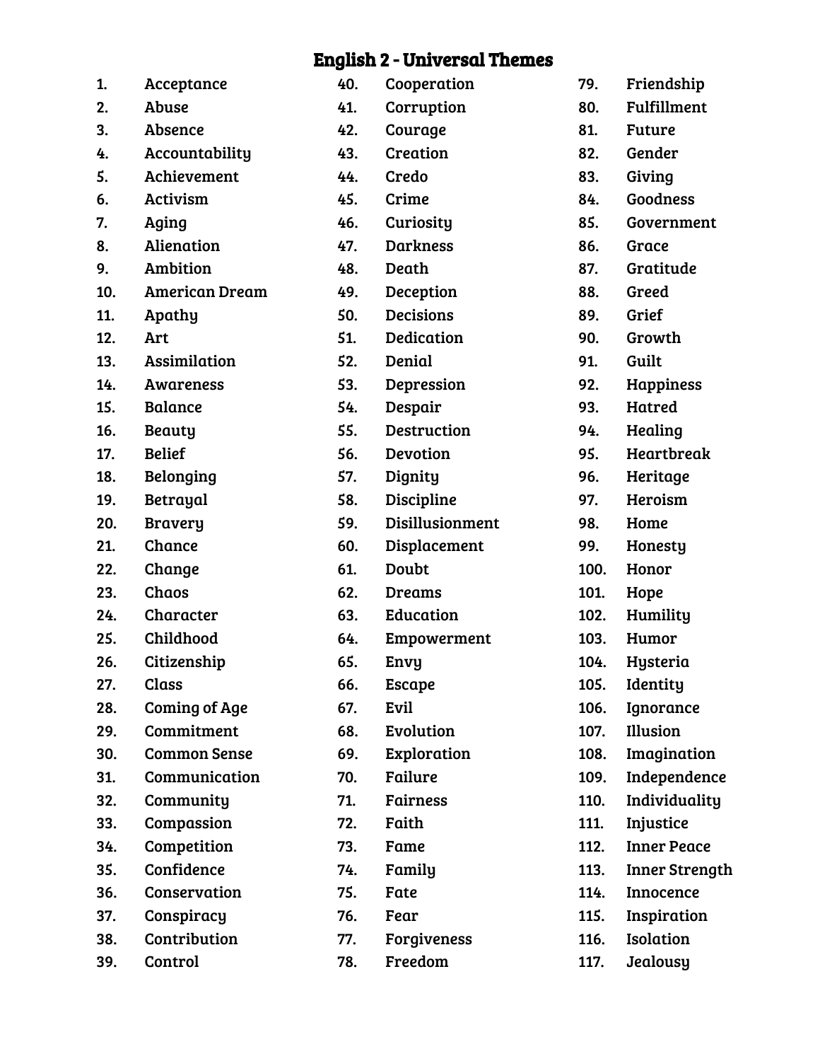# English 2 - Universal Themes

1. Acceptance
2. Abuse
3. Absence
4. Accountability
5. Achievement
6. Activism
7. Aging
8. Alienation
9. Ambition
10. American Dream
11. Apathy
12. Art
13. Assimilation
14. Awareness
15. Balance
16. Beauty
17. Belief
18. Belonging
19. Betrayal
20. Bravery
21. Chance
22. Change
23. Chaos
24. Character
25. Childhood
26. Citizenship
27. Class
28. Coming of Age
29. Commitment
30. Common Sense
31. Communication
32. Community
33. Compassion
34. Competition
35. Confidence
36. Conservation
37. Conspiracy
38. Contribution
39. Control
40. Cooperation
41. Corruption
42. Courage
43. Creation
44. Credo
45. Crime
46. Curiosity
47. Darkness
48. Death
49. Deception
50. Decisions
51. Dedication
52. Denial
53. Depression
54. Despair
55. Destruction
56. Devotion
57. Dignity
58. Discipline
59. Disillusionment
60. Displacement
61. Doubt
62. Dreams
63. Education
64. Empowerment
65. Envy
66. Escape
67. Evil
68. Evolution
69. Exploration
70. Failure
71. Fairness
72. Faith
73. Fame
74. Family
75. Fate
76. Fear
77. Forgiveness
78. Freedom
79. Friendship
80. Fulfillment
81. Future
82. Gender
83. Giving
84. Goodness
85. Government
86. Grace
87. Gratitude
88. Greed
89. Grief
90. Growth
91. Guilt
92. Happiness
93. Hatred
94. Healing
95. Heartbreak
96. Heritage
97. Heroism
98. Home
99. Honesty
100. Honor
101. Hope
102. Humility
103. Humor
104. Hysteria
105. Identity
106. Ignorance
107. Illusion
108. Imagination
109. Independence
110. Individuality
111. Injustice
112. Inner Peace
113. Inner Strength
114. Innocence
115. Inspiration
116. Isolation
117. Jealousy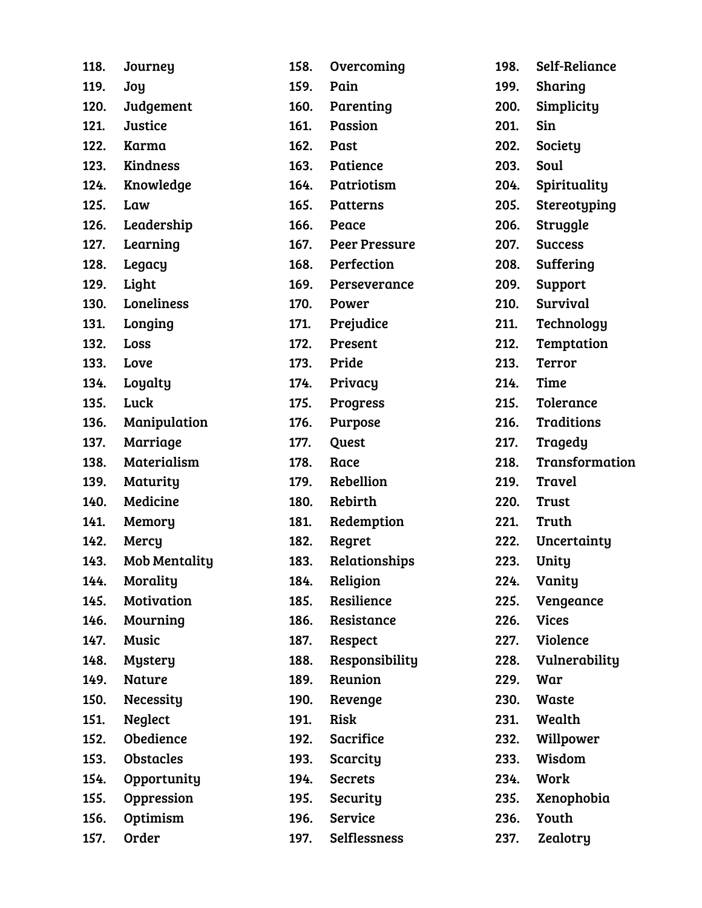118. Journey
119. Joy
120. Judgement
121. Justice
122. Karma
123. Kindness
124. Knowledge
125. Law
126. Leadership
127. Learning
128. Legacy
129. Light
130. Loneliness
131. Longing
132. Loss
133. Love
134. Loyalty
135. Luck
136. Manipulation
137. Marriage
138. Materialism
139. Maturity
140. Medicine
141. Memory
142. Mercy
143. Mob Mentality
144. Morality
145. Motivation
146. Mourning
147. Music
148. Mystery
149. Nature
150. Necessity
151. Neglect
152. Obedience
153. Obstacles
154. Opportunity
155. Oppression
156. Optimism
157. Order
158. Overcoming
159. Pain
160. Parenting
161. Passion
162. Past
163. Patience
164. Patriotism
165. Patterns
166. Peace
167. Peer Pressure
168. Perfection
169. Perseverance
170. Power
171. Prejudice
172. Present
173. Pride
174. Privacy
175. Progress
176. Purpose
177. Quest
178. Race
179. Rebellion
180. Rebirth
181. Redemption
182. Regret
183. Relationships
184. Religion
185. Resilience
186. Resistance
187. Respect
188. Responsibility
189. Reunion
190. Revenge
191. Risk
192. Sacrifice
193. Scarcity
194. Secrets
195. Security
196. Service
197. Selflessness
198. Self-Reliance
199. Sharing
200. Simplicity
201. Sin
202. Society
203. Soul
204. Spirituality
205. Stereotyping
206. Struggle
207. Success
208. Suffering
209. Support
210. Survival
211. Technology
212. Temptation
213. Terror
214. Time
215. Tolerance
216. Traditions
217. Tragedy
218. Transformation
219. Travel
220. Trust
221. Truth
222. Uncertainty
223. Unity
224. Vanity
225. Vengeance
226. Vices
227. Violence
228. Vulnerability
229. War
230. Waste
231. Wealth
232. Willpower
233. Wisdom
234. Work
235. Xenophobia
236. Youth
237. Zealotry